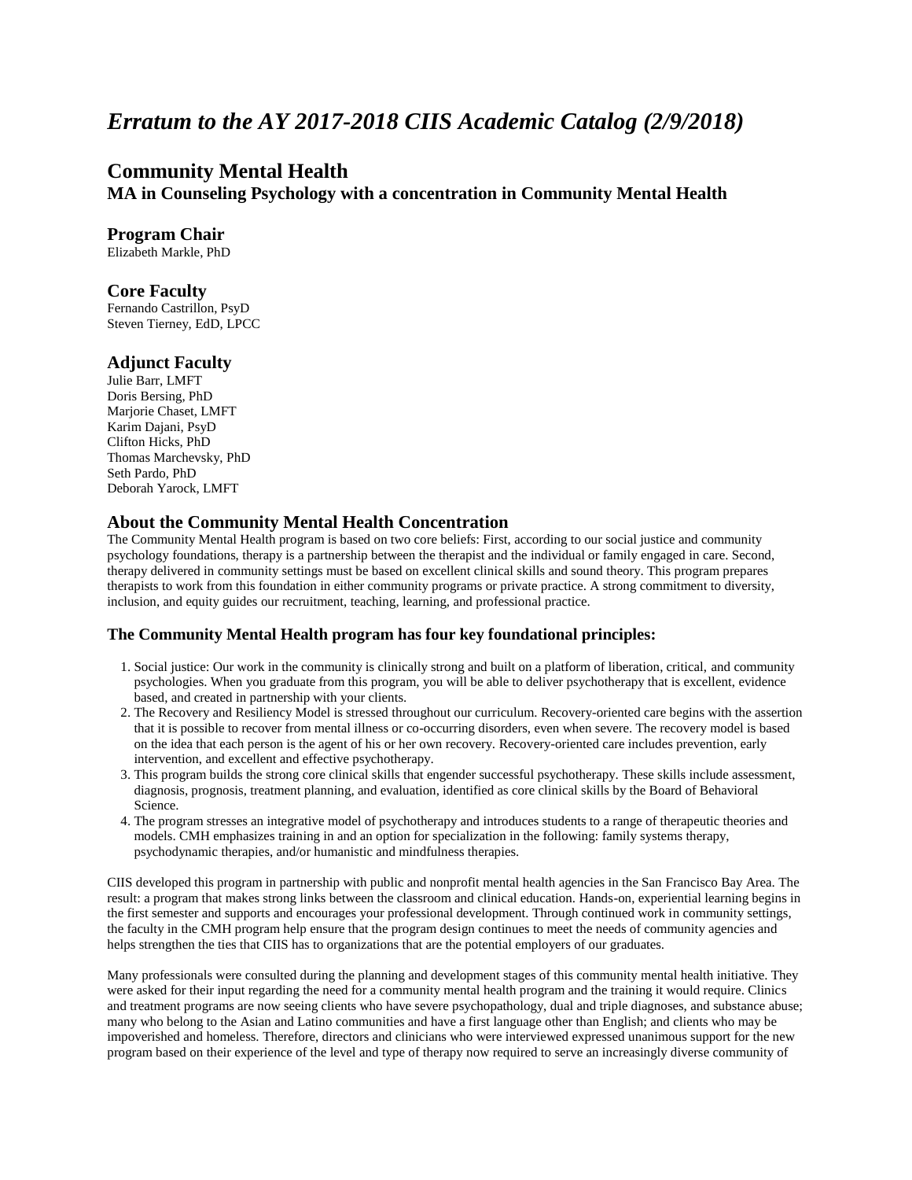# *Erratum to the AY 2017-2018 CIIS Academic Catalog (2/9/2018)*

## Community Mental Health

### MA in Counseling Psychology with a concentration in Community Mental Health

### Program Chair

Elizabeth Markle, PhD

### Core Faculty

Fernando Castrillon, PsyD
Steven Tierney, EdD, LPCC

### Adjunct Faculty

Julie Barr, LMFT
Doris Bersing, PhD
Marjorie Chaset, LMFT
Karim Dajani, PsyD
Clifton Hicks, PhD
Thomas Marchevsky, PhD
Seth Pardo, PhD
Deborah Yarock, LMFT

### About the Community Mental Health Concentration

The Community Mental Health program is based on two core beliefs: First, according to our social justice and community psychology foundations, therapy is a partnership between the therapist and the individual or family engaged in care. Second, therapy delivered in community settings must be based on excellent clinical skills and sound theory. This program prepares therapists to work from this foundation in either community programs or private practice. A strong commitment to diversity, inclusion, and equity guides our recruitment, teaching, learning, and professional practice.

#### The Community Mental Health program has four key foundational principles:

1. Social justice: Our work in the community is clinically strong and built on a platform of liberation, critical, and community psychologies. When you graduate from this program, you will be able to deliver psychotherapy that is excellent, evidence based, and created in partnership with your clients.
2. The Recovery and Resiliency Model is stressed throughout our curriculum. Recovery-oriented care begins with the assertion that it is possible to recover from mental illness or co-occurring disorders, even when severe. The recovery model is based on the idea that each person is the agent of his or her own recovery. Recovery-oriented care includes prevention, early intervention, and excellent and effective psychotherapy.
3. This program builds the strong core clinical skills that engender successful psychotherapy. These skills include assessment, diagnosis, prognosis, treatment planning, and evaluation, identified as core clinical skills by the Board of Behavioral Science.
4. The program stresses an integrative model of psychotherapy and introduces students to a range of therapeutic theories and models. CMH emphasizes training in and an option for specialization in the following: family systems therapy, psychodynamic therapies, and/or humanistic and mindfulness therapies.

CIIS developed this program in partnership with public and nonprofit mental health agencies in the San Francisco Bay Area. The result: a program that makes strong links between the classroom and clinical education. Hands-on, experiential learning begins in the first semester and supports and encourages your professional development. Through continued work in community settings, the faculty in the CMH program help ensure that the program design continues to meet the needs of community agencies and helps strengthen the ties that CIIS has to organizations that are the potential employers of our graduates.

Many professionals were consulted during the planning and development stages of this community mental health initiative. They were asked for their input regarding the need for a community mental health program and the training it would require. Clinics and treatment programs are now seeing clients who have severe psychopathology, dual and triple diagnoses, and substance abuse; many who belong to the Asian and Latino communities and have a first language other than English; and clients who may be impoverished and homeless. Therefore, directors and clinicians who were interviewed expressed unanimous support for the new program based on their experience of the level and type of therapy now required to serve an increasingly diverse community of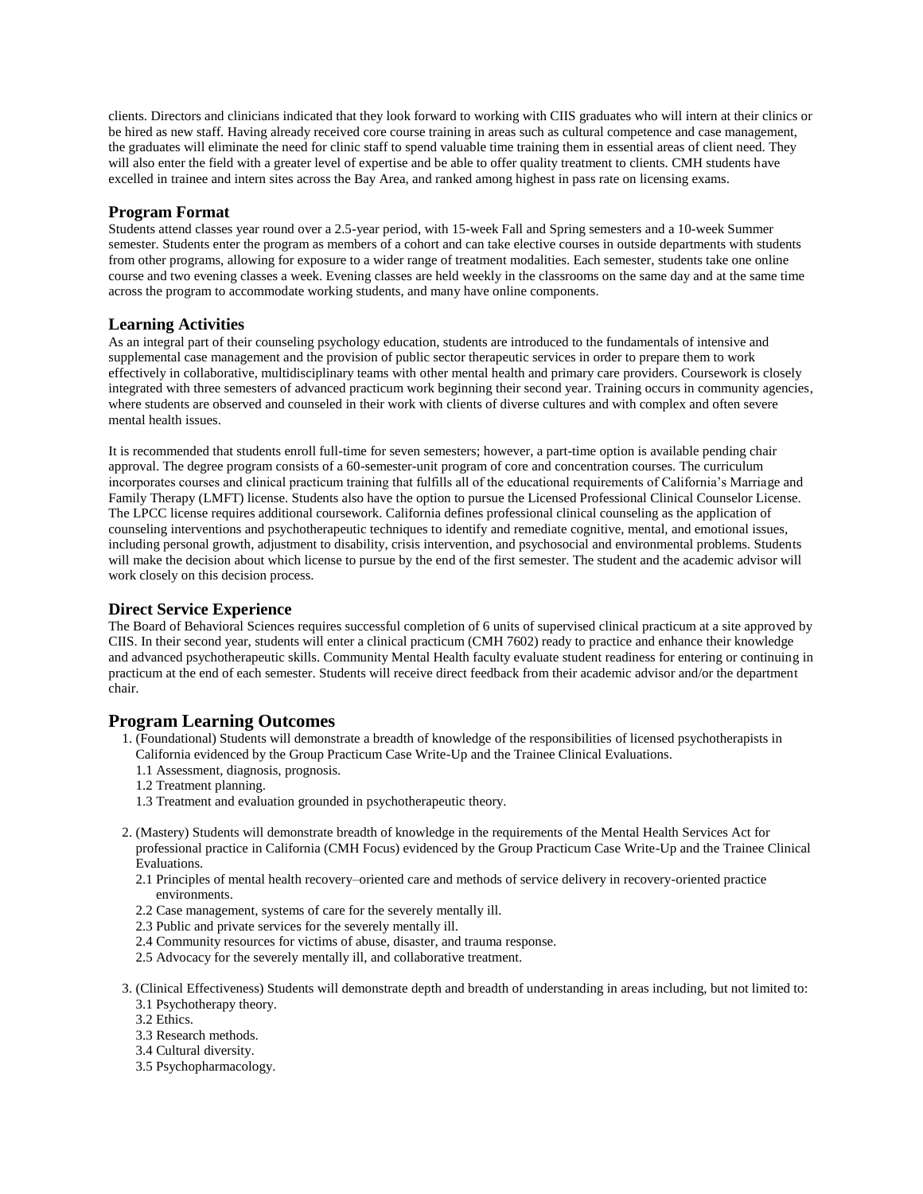clients. Directors and clinicians indicated that they look forward to working with CIIS graduates who will intern at their clinics or be hired as new staff. Having already received core course training in areas such as cultural competence and case management, the graduates will eliminate the need for clinic staff to spend valuable time training them in essential areas of client need. They will also enter the field with a greater level of expertise and be able to offer quality treatment to clients. CMH students have excelled in trainee and intern sites across the Bay Area, and ranked among highest in pass rate on licensing exams.

### Program Format

Students attend classes year round over a 2.5-year period, with 15-week Fall and Spring semesters and a 10-week Summer semester. Students enter the program as members of a cohort and can take elective courses in outside departments with students from other programs, allowing for exposure to a wider range of treatment modalities. Each semester, students take one online course and two evening classes a week. Evening classes are held weekly in the classrooms on the same day and at the same time across the program to accommodate working students, and many have online components.

### Learning Activities

As an integral part of their counseling psychology education, students are introduced to the fundamentals of intensive and supplemental case management and the provision of public sector therapeutic services in order to prepare them to work effectively in collaborative, multidisciplinary teams with other mental health and primary care providers. Coursework is closely integrated with three semesters of advanced practicum work beginning their second year. Training occurs in community agencies, where students are observed and counseled in their work with clients of diverse cultures and with complex and often severe mental health issues.

It is recommended that students enroll full-time for seven semesters; however, a part-time option is available pending chair approval. The degree program consists of a 60-semester-unit program of core and concentration courses. The curriculum incorporates courses and clinical practicum training that fulfills all of the educational requirements of California's Marriage and Family Therapy (LMFT) license. Students also have the option to pursue the Licensed Professional Clinical Counselor License. The LPCC license requires additional coursework. California defines professional clinical counseling as the application of counseling interventions and psychotherapeutic techniques to identify and remediate cognitive, mental, and emotional issues, including personal growth, adjustment to disability, crisis intervention, and psychosocial and environmental problems. Students will make the decision about which license to pursue by the end of the first semester. The student and the academic advisor will work closely on this decision process.

### Direct Service Experience

The Board of Behavioral Sciences requires successful completion of 6 units of supervised clinical practicum at a site approved by CIIS. In their second year, students will enter a clinical practicum (CMH 7602) ready to practice and enhance their knowledge and advanced psychotherapeutic skills. Community Mental Health faculty evaluate student readiness for entering or continuing in practicum at the end of each semester. Students will receive direct feedback from their academic advisor and/or the department chair.

## Program Learning Outcomes

1. (Foundational) Students will demonstrate a breadth of knowledge of the responsibilities of licensed psychotherapists in California evidenced by the Group Practicum Case Write-Up and the Trainee Clinical Evaluations.
   - 1.1 Assessment, diagnosis, prognosis.
   - 1.2 Treatment planning.
   - 1.3 Treatment and evaluation grounded in psychotherapeutic theory.

2. (Mastery) Students will demonstrate breadth of knowledge in the requirements of the Mental Health Services Act for professional practice in California (CMH Focus) evidenced by the Group Practicum Case Write-Up and the Trainee Clinical Evaluations.
   - 2.1 Principles of mental health recovery–oriented care and methods of service delivery in recovery-oriented practice environments.
   - 2.2 Case management, systems of care for the severely mentally ill.
   - 2.3 Public and private services for the severely mentally ill.
   - 2.4 Community resources for victims of abuse, disaster, and trauma response.
   - 2.5 Advocacy for the severely mentally ill, and collaborative treatment.

3. (Clinical Effectiveness) Students will demonstrate depth and breadth of understanding in areas including, but not limited to:
   - 3.1 Psychotherapy theory.
   - 3.2 Ethics.
   - 3.3 Research methods.
   - 3.4 Cultural diversity.
   - 3.5 Psychopharmacology.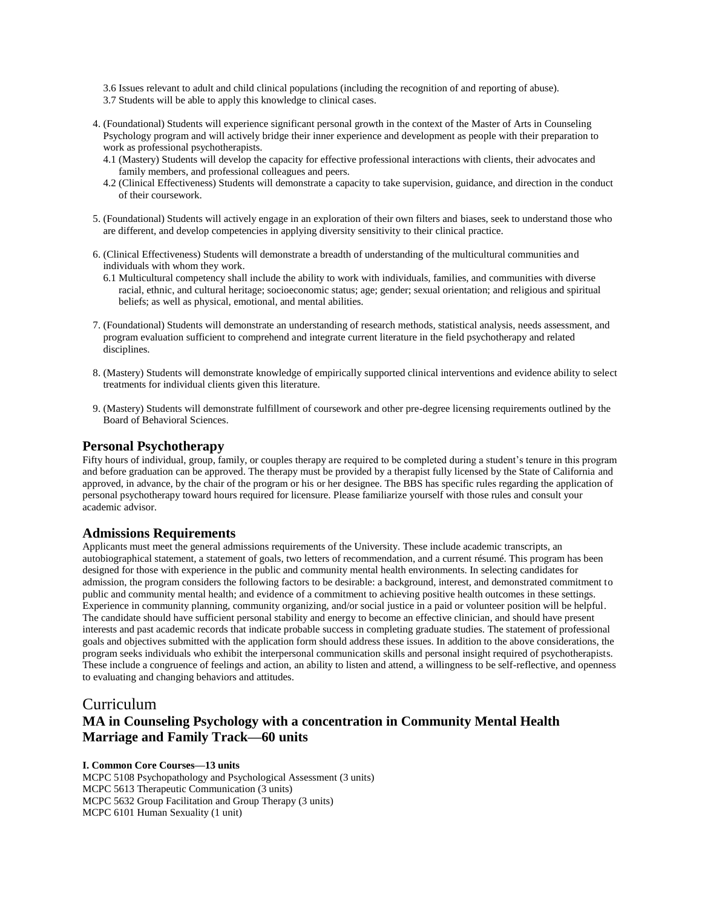3.6 Issues relevant to adult and child clinical populations (including the recognition of and reporting of abuse).
3.7 Students will be able to apply this knowledge to clinical cases.

4. (Foundational) Students will experience significant personal growth in the context of the Master of Arts in Counseling Psychology program and will actively bridge their inner experience and development as people with their preparation to work as professional psychotherapists.
   4.1 (Mastery) Students will develop the capacity for effective professional interactions with clients, their advocates and family members, and professional colleagues and peers.
   4.2 (Clinical Effectiveness) Students will demonstrate a capacity to take supervision, guidance, and direction in the conduct of their coursework.

5. (Foundational) Students will actively engage in an exploration of their own filters and biases, seek to understand those who are different, and develop competencies in applying diversity sensitivity to their clinical practice.

6. (Clinical Effectiveness) Students will demonstrate a breadth of understanding of the multicultural communities and individuals with whom they work.
   6.1 Multicultural competency shall include the ability to work with individuals, families, and communities with diverse racial, ethnic, and cultural heritage; socioeconomic status; age; gender; sexual orientation; and religious and spiritual beliefs; as well as physical, emotional, and mental abilities.

7. (Foundational) Students will demonstrate an understanding of research methods, statistical analysis, needs assessment, and program evaluation sufficient to comprehend and integrate current literature in the field psychotherapy and related disciplines.

8. (Mastery) Students will demonstrate knowledge of empirically supported clinical interventions and evidence ability to select treatments for individual clients given this literature.

9. (Mastery) Students will demonstrate fulfillment of coursework and other pre-degree licensing requirements outlined by the Board of Behavioral Sciences.

### Personal Psychotherapy

Fifty hours of individual, group, family, or couples therapy are required to be completed during a student's tenure in this program and before graduation can be approved. The therapy must be provided by a therapist fully licensed by the State of California and approved, in advance, by the chair of the program or his or her designee. The BBS has specific rules regarding the application of personal psychotherapy toward hours required for licensure. Please familiarize yourself with those rules and consult your academic advisor.

### Admissions Requirements

Applicants must meet the general admissions requirements of the University. These include academic transcripts, an autobiographical statement, a statement of goals, two letters of recommendation, and a current résumé. This program has been designed for those with experience in the public and community mental health environments. In selecting candidates for admission, the program considers the following factors to be desirable: a background, interest, and demonstrated commitment to public and community mental health; and evidence of a commitment to achieving positive health outcomes in these settings. Experience in community planning, community organizing, and/or social justice in a paid or volunteer position will be helpful. The candidate should have sufficient personal stability and energy to become an effective clinician, and should have present interests and past academic records that indicate probable success in completing graduate studies. The statement of professional goals and objectives submitted with the application form should address these issues. In addition to the above considerations, the program seeks individuals who exhibit the interpersonal communication skills and personal insight required of psychotherapists. These include a congruence of feelings and action, an ability to listen and attend, a willingness to be self-reflective, and openness to evaluating and changing behaviors and attitudes.

## Curriculum

### MA in Counseling Psychology with a concentration in Community Mental Health Marriage and Family Track—60 units

**I. Common Core Courses—13 units**
MCPC 5108 Psychopathology and Psychological Assessment (3 units)
MCPC 5613 Therapeutic Communication (3 units)
MCPC 5632 Group Facilitation and Group Therapy (3 units)
MCPC 6101 Human Sexuality (1 unit)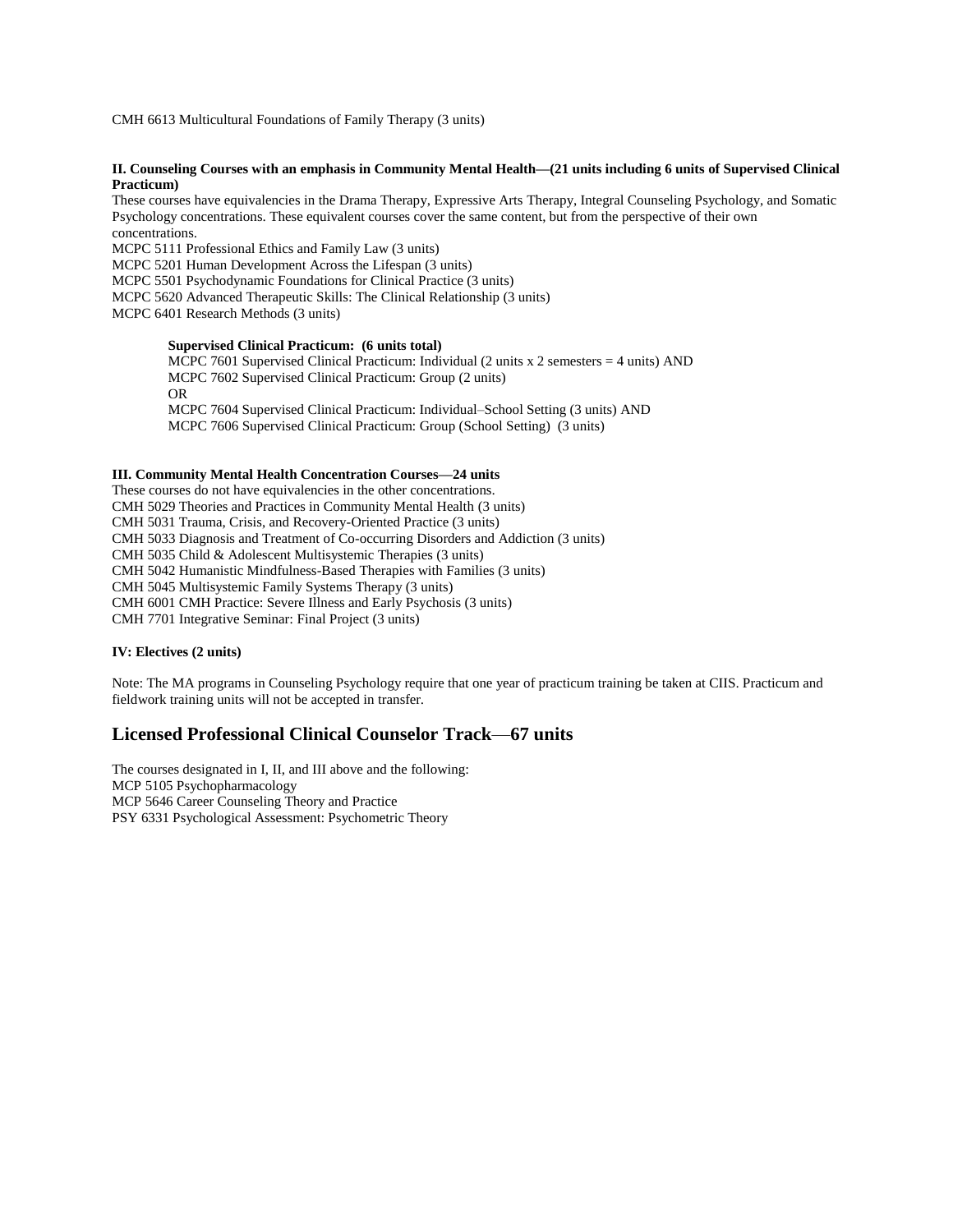CMH 6613 Multicultural Foundations of Family Therapy (3 units)

**II. Counseling Courses with an emphasis in Community Mental Health—(21 units including 6 units of Supervised Clinical Practicum)**

These courses have equivalencies in the Drama Therapy, Expressive Arts Therapy, Integral Counseling Psychology, and Somatic Psychology concentrations. These equivalent courses cover the same content, but from the perspective of their own concentrations.

MCPC 5111 Professional Ethics and Family Law (3 units)
MCPC 5201 Human Development Across the Lifespan (3 units)
MCPC 5501 Psychodynamic Foundations for Clinical Practice (3 units)
MCPC 5620 Advanced Therapeutic Skills: The Clinical Relationship (3 units)
MCPC 6401 Research Methods (3 units)

**Supervised Clinical Practicum: (6 units total)**
MCPC 7601 Supervised Clinical Practicum: Individual (2 units x 2 semesters = 4 units) AND
MCPC 7602 Supervised Clinical Practicum: Group (2 units)
OR
MCPC 7604 Supervised Clinical Practicum: Individual–School Setting (3 units) AND
MCPC 7606 Supervised Clinical Practicum: Group (School Setting) (3 units)

**III. Community Mental Health Concentration Courses—24 units**

These courses do not have equivalencies in the other concentrations.
CMH 5029 Theories and Practices in Community Mental Health (3 units)
CMH 5031 Trauma, Crisis, and Recovery-Oriented Practice (3 units)
CMH 5033 Diagnosis and Treatment of Co-occurring Disorders and Addiction (3 units)
CMH 5035 Child & Adolescent Multisystemic Therapies (3 units)
CMH 5042 Humanistic Mindfulness-Based Therapies with Families (3 units)
CMH 5045 Multisystemic Family Systems Therapy (3 units)
CMH 6001 CMH Practice: Severe Illness and Early Psychosis (3 units)
CMH 7701 Integrative Seminar: Final Project (3 units)

**IV: Electives (2 units)**

Note: The MA programs in Counseling Psychology require that one year of practicum training be taken at CIIS. Practicum and fieldwork training units will not be accepted in transfer.

## Licensed Professional Clinical Counselor Track—67 units

The courses designated in I, II, and III above and the following:
MCP 5105 Psychopharmacology
MCP 5646 Career Counseling Theory and Practice
PSY 6331 Psychological Assessment: Psychometric Theory